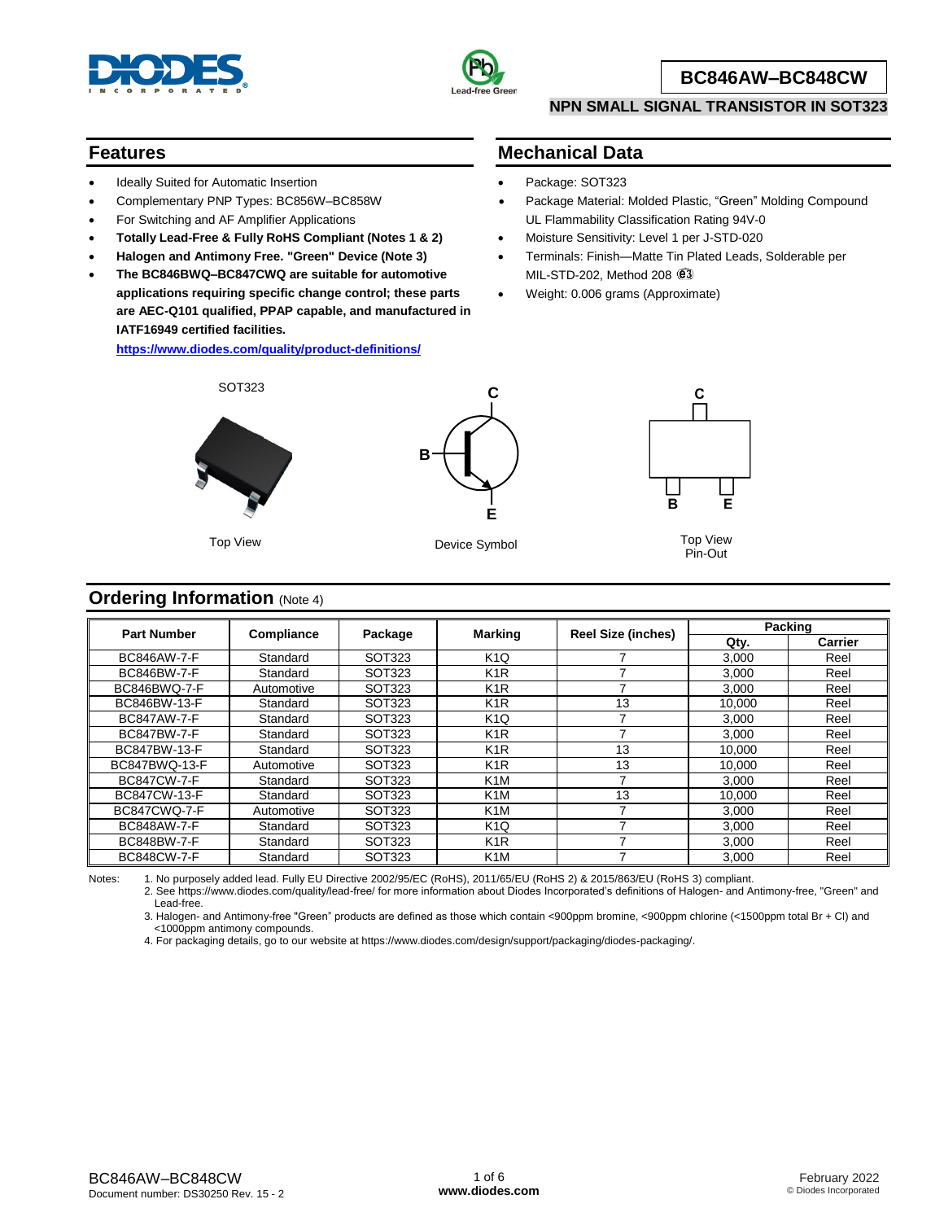# BC846AW–BC848CW

## NPN SMALL SIGNAL TRANSISTOR IN SOT323

## Features

- Ideally Suited for Automatic Insertion
- Complementary PNP Types: BC856W–BC858W
- For Switching and AF Amplifier Applications
- **Totally Lead-Free & Fully RoHS Compliant (Notes 1 & 2)**
- **Halogen and Antimony Free. "Green" Device (Note 3)**
- **The BC846BWQ–BC847CWQ are suitable for automotive applications requiring specific change control; these parts are AEC-Q101 qualified, PPAP capable, and manufactured in IATF16949 certified facilities.**

  **https://www.diodes.com/quality/product-definitions/**

## Mechanical Data

- Package: SOT323
- Package Material: Molded Plastic, "Green" Molding Compound UL Flammability Classification Rating 94V-0
- Moisture Sensitivity: Level 1 per J-STD-020
- Terminals: Finish—Matte Tin Plated Leads, Solderable per MIL-STD-202, Method 208 e3
- Weight: 0.006 grams (Approximate)

SOT323

Top View

Device Symbol

Top View
Pin-Out

## Ordering Information (Note 4)

| Part Number | Compliance | Package | Marking | Reel Size (inches) | Packing | |
|---|---|---|---|---|---|---|
| | | | | | Qty. | Carrier |
| BC846AW-7-F | Standard | SOT323 | K1Q | 7 | 3,000 | Reel |
| BC846BW-7-F | Standard | SOT323 | K1R | 7 | 3,000 | Reel |
| BC846BWQ-7-F | Automotive | SOT323 | K1R | 7 | 3,000 | Reel |
| BC846BW-13-F | Standard | SOT323 | K1R | 13 | 10,000 | Reel |
| BC847AW-7-F | Standard | SOT323 | K1Q | 7 | 3,000 | Reel |
| BC847BW-7-F | Standard | SOT323 | K1R | 7 | 3,000 | Reel |
| BC847BW-13-F | Standard | SOT323 | K1R | 13 | 10,000 | Reel |
| BC847BWQ-13-F | Automotive | SOT323 | K1R | 13 | 10,000 | Reel |
| BC847CW-7-F | Standard | SOT323 | K1M | 7 | 3,000 | Reel |
| BC847CW-13-F | Standard | SOT323 | K1M | 13 | 10,000 | Reel |
| BC847CWQ-7-F | Automotive | SOT323 | K1M | 7 | 3,000 | Reel |
| BC848AW-7-F | Standard | SOT323 | K1Q | 7 | 3,000 | Reel |
| BC848BW-7-F | Standard | SOT323 | K1R | 7 | 3,000 | Reel |
| BC848CW-7-F | Standard | SOT323 | K1M | 7 | 3,000 | Reel |

Notes:
1. No purposely added lead. Fully EU Directive 2002/95/EC (RoHS), 2011/65/EU (RoHS 2) & 2015/863/EU (RoHS 3) compliant.
2. See https://www.diodes.com/quality/lead-free/ for more information about Diodes Incorporated's definitions of Halogen- and Antimony-free, "Green" and Lead-free.
3. Halogen- and Antimony-free "Green" products are defined as those which contain <900ppm bromine, <900ppm chlorine (<1500ppm total Br + Cl) and <1000ppm antimony compounds.
4. For packaging details, go to our website at https://www.diodes.com/design/support/packaging/diodes-packaging/.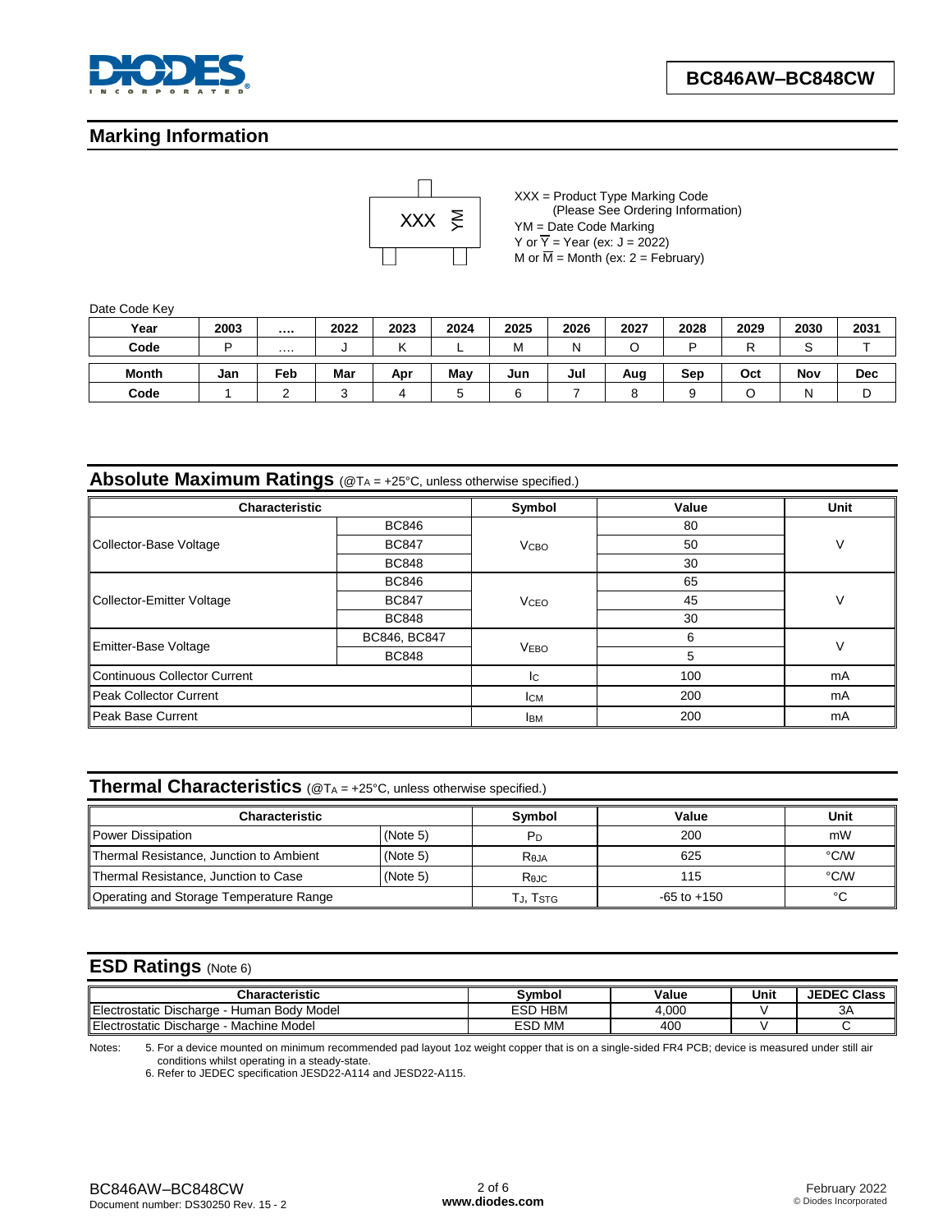## Marking Information

XXX = Product Type Marking Code
(Please See Ordering Information)
YM = Date Code Marking
Y or $\overline{Y}$ = Year (ex: J = 2022)
M or $\overline{M}$ = Month (ex: 2 = February)

Date Code Key

| Year | 2003 | .... | 2022 | 2023 | 2024 | 2025 | 2026 | 2027 | 2028 | 2029 | 2030 | 2031 |
|---|---|---|---|---|---|---|---|---|---|---|---|---|
| Code | P | .... | J | K | L | M | N | O | P | R | S | T |

| Month | Jan | Feb | Mar | Apr | May | Jun | Jul | Aug | Sep | Oct | Nov | Dec |
|---|---|---|---|---|---|---|---|---|---|---|---|---|
| Code | 1 | 2 | 3 | 4 | 5 | 6 | 7 | 8 | 9 | O | N | D |

## Absolute Maximum Ratings (@$T_A$ = +25°C, unless otherwise specified.)

| Characteristic | | Symbol | Value | Unit |
|---|---|---|---|---|
| Collector-Base Voltage | BC846 | $V_{CBO}$ | 80 | V |
| | BC847 | | 50 | |
| | BC848 | | 30 | |
| Collector-Emitter Voltage | BC846 | $V_{CEO}$ | 65 | V |
| | BC847 | | 45 | |
| | BC848 | | 30 | |
| Emitter-Base Voltage | BC846, BC847 | $V_{EBO}$ | 6 | V |
| | BC848 | | 5 | |
| Continuous Collector Current | | $I_C$ | 100 | mA |
| Peak Collector Current | | $I_{CM}$ | 200 | mA |
| Peak Base Current | | $I_{BM}$ | 200 | mA |

## Thermal Characteristics (@$T_A$ = +25°C, unless otherwise specified.)

| Characteristic | | Symbol | Value | Unit |
|---|---|---|---|---|
| Power Dissipation | (Note 5) | $P_D$ | 200 | mW |
| Thermal Resistance, Junction to Ambient | (Note 5) | $R_{\theta JA}$ | 625 | °C/W |
| Thermal Resistance, Junction to Case | (Note 5) | $R_{\theta JC}$ | 115 | °C/W |
| Operating and Storage Temperature Range | | $T_J$, $T_{STG}$ | -65 to +150 | °C |

## ESD Ratings (Note 6)

| Characteristic | Symbol | Value | Unit | JEDEC Class |
|---|---|---|---|---|
| Electrostatic Discharge - Human Body Model | ESD HBM | 4,000 | V | 3A |
| Electrostatic Discharge - Machine Model | ESD MM | 400 | V | C |

Notes: 5. For a device mounted on minimum recommended pad layout 1oz weight copper that is on a single-sided FR4 PCB; device is measured under still air conditions whilst operating in a steady-state.
6. Refer to JEDEC specification JESD22-A114 and JESD22-A115.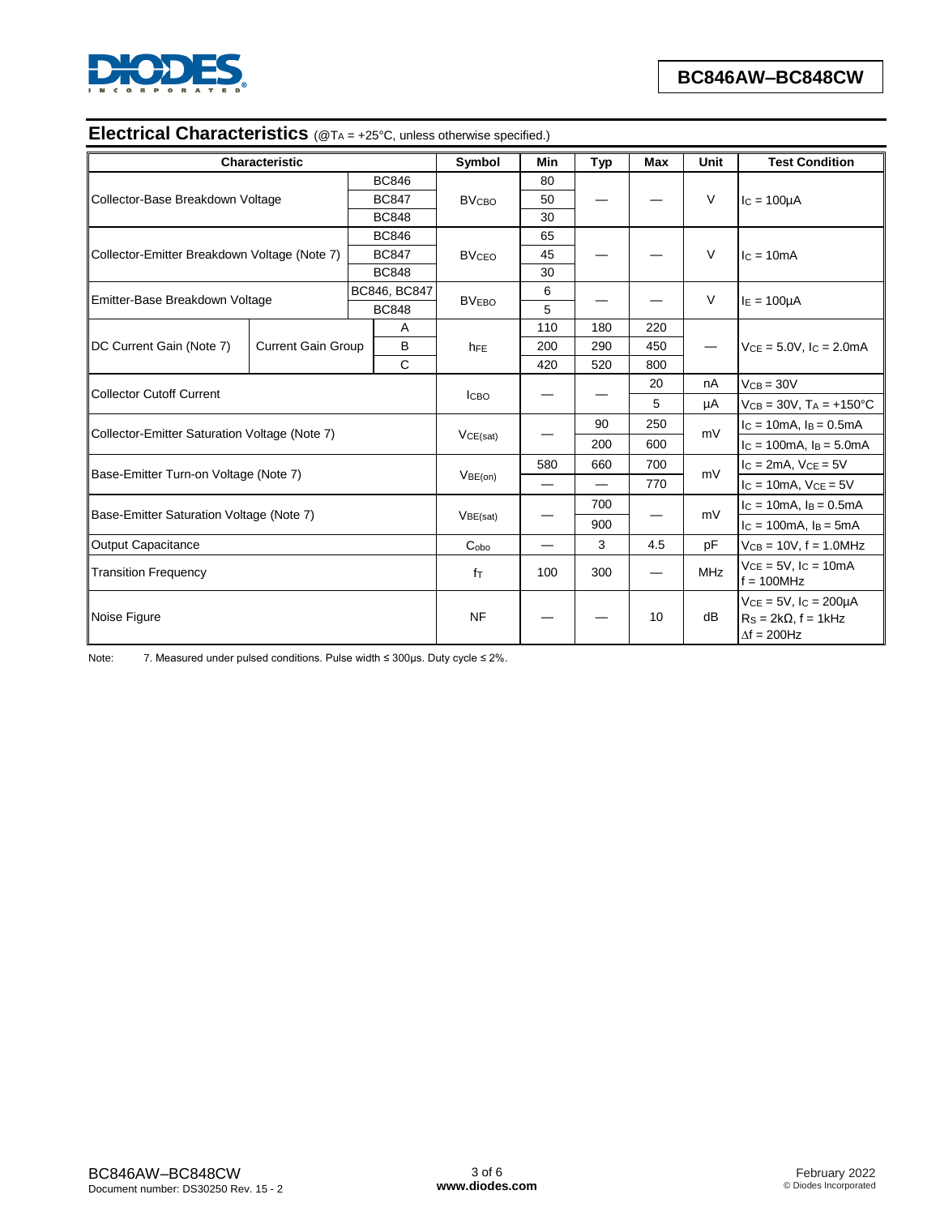## Electrical Characteristics (@$T_A$ = +25°C, unless otherwise specified.)

| Characteristic | | | Symbol | Min | Typ | Max | Unit | Test Condition |
|---|---|---|---|---|---|---|---|---|
| Collector-Base Breakdown Voltage | | BC846 | $BV_{CBO}$ | 80 | — | — | V | $I_C$ = 100μA |
| | | BC847 | | 50 | | | | |
| | | BC848 | | 30 | | | | |
| Collector-Emitter Breakdown Voltage (Note 7) | | BC846 | $BV_{CEO}$ | 65 | — | — | V | $I_C$ = 10mA |
| | | BC847 | | 45 | | | | |
| | | BC848 | | 30 | | | | |
| Emitter-Base Breakdown Voltage | | BC846, BC847 | $BV_{EBO}$ | 6 | — | — | V | $I_E$ = 100μA |
| | | BC848 | | 5 | | | | |
| DC Current Gain (Note 7) | Current Gain Group | A | $h_{FE}$ | 110 | 180 | 220 | — | $V_{CE}$ = 5.0V, $I_C$ = 2.0mA |
| | | B | | 200 | 290 | 450 | | |
| | | C | | 420 | 520 | 800 | | |
| Collector Cutoff Current | | | $I_{CBO}$ | — | — | 20 | nA | $V_{CB}$ = 30V |
| | | | | | | 5 | μA | $V_{CB}$ = 30V, $T_A$ = +150°C |
| Collector-Emitter Saturation Voltage (Note 7) | | | $V_{CE(sat)}$ | — | 90 | 250 | mV | $I_C$ = 10mA, $I_B$ = 0.5mA |
| | | | | | 200 | 600 | | $I_C$ = 100mA, $I_B$ = 5.0mA |
| Base-Emitter Turn-on Voltage (Note 7) | | | $V_{BE(on)}$ | 580 | 660 | 700 | mV | $I_C$ = 2mA, $V_{CE}$ = 5V |
| | | | | — | — | 770 | | $I_C$ = 10mA, $V_{CE}$ = 5V |
| Base-Emitter Saturation Voltage (Note 7) | | | $V_{BE(sat)}$ | — | 700 | — | mV | $I_C$ = 10mA, $I_B$ = 0.5mA |
| | | | | | 900 | | | $I_C$ = 100mA, $I_B$ = 5mA |
| Output Capacitance | | | $C_{obo}$ | — | 3 | 4.5 | pF | $V_{CB}$ = 10V, f = 1.0MHz |
| Transition Frequency | | | $f_T$ | 100 | 300 | — | MHz | $V_{CE}$ = 5V, $I_C$ = 10mA f = 100MHz |
| Noise Figure | | | NF | — | — | 10 | dB | $V_{CE}$ = 5V, $I_C$ = 200μA $R_S$ = 2kΩ, f = 1kHz Δf = 200Hz |

Note: 7. Measured under pulsed conditions. Pulse width ≤ 300μs. Duty cycle ≤ 2%.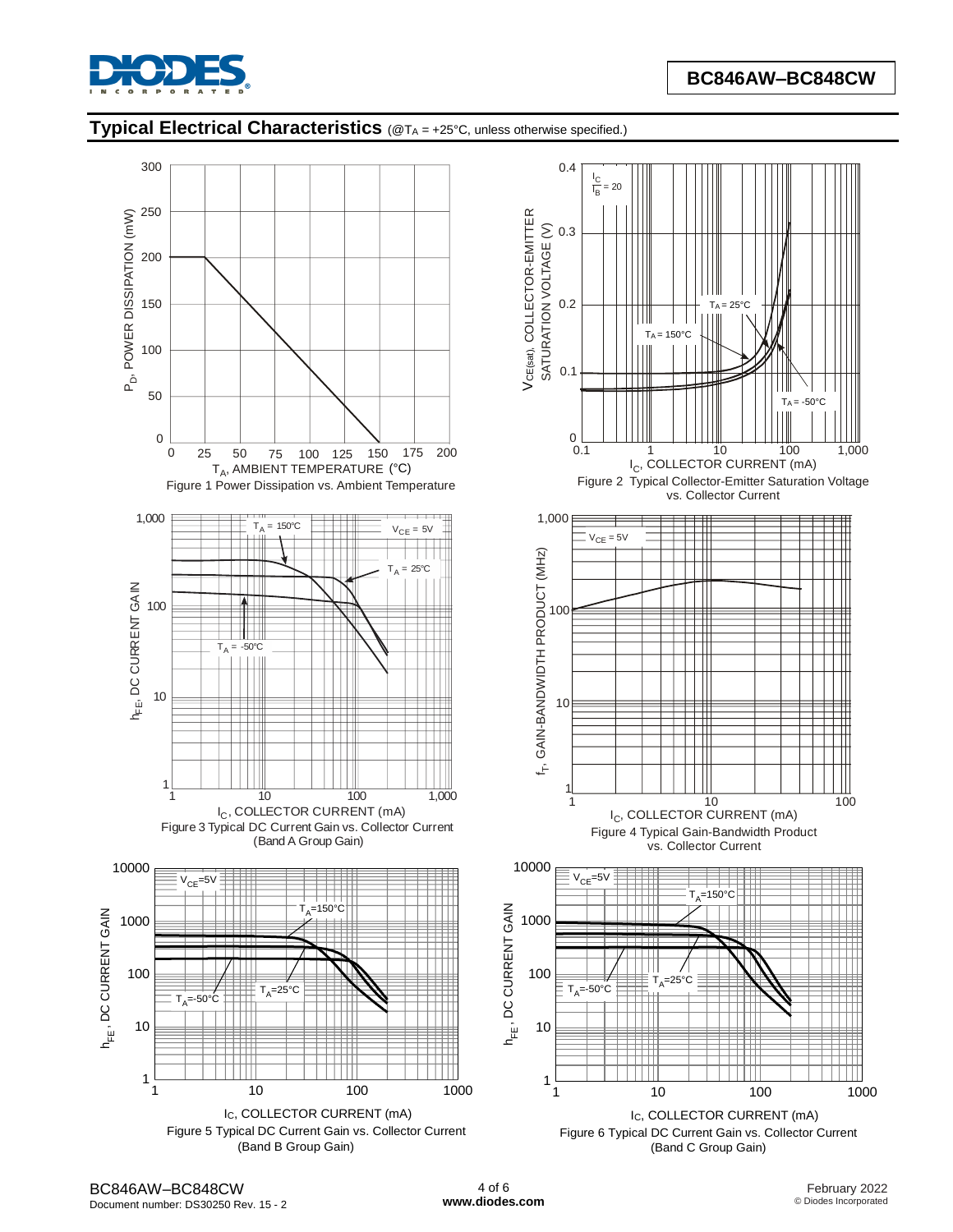## Typical Electrical Characteristics (@$T_A$ = +25°C, unless otherwise specified.)

Figure 1 Power Dissipation vs. Ambient Temperature

Figure 2 Typical Collector-Emitter Saturation Voltage vs. Collector Current

Figure 3 Typical DC Current Gain vs. Collector Current (Band A Group Gain)

Figure 4 Typical Gain-Bandwidth Product vs. Collector Current

Figure 5 Typical DC Current Gain vs. Collector Current (Band B Group Gain)

Figure 6 Typical DC Current Gain vs. Collector Current (Band C Group Gain)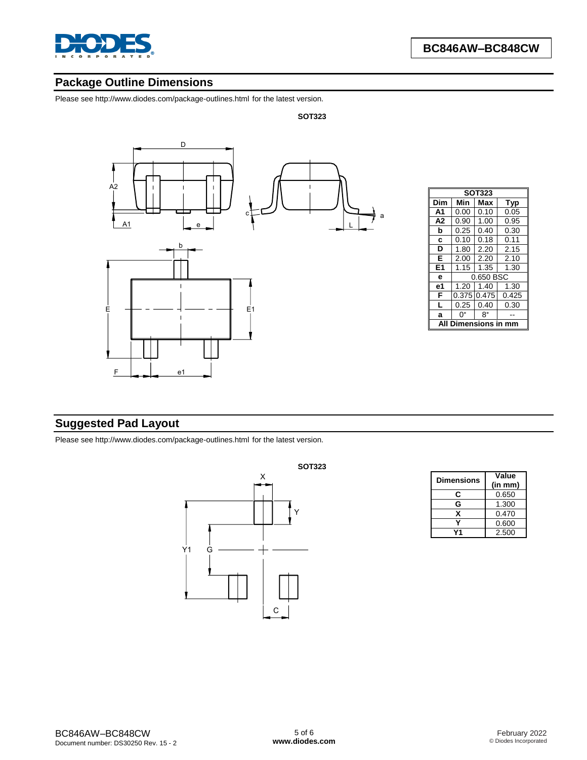## Package Outline Dimensions

Please see http://www.diodes.com/package-outlines.html for the latest version.

**SOT323**

| SOT323 | | | |
|---|---|---|---|
| **Dim** | **Min** | **Max** | **Typ** |
| **A1** | 0.00 | 0.10 | 0.05 |
| **A2** | 0.90 | 1.00 | 0.95 |
| **b** | 0.25 | 0.40 | 0.30 |
| **c** | 0.10 | 0.18 | 0.11 |
| **D** | 1.80 | 2.20 | 2.15 |
| **E** | 2.00 | 2.20 | 2.10 |
| **E1** | 1.15 | 1.35 | 1.30 |
| **e** | 0.650 BSC | | |
| **e1** | 1.20 | 1.40 | 1.30 |
| **F** | 0.375 | 0.475 | 0.425 |
| **L** | 0.25 | 0.40 | 0.30 |
| **a** | 0° | 8° | -- |
| **All Dimensions in mm** | | | |

## Suggested Pad Layout

Please see http://www.diodes.com/package-outlines.html for the latest version.

**SOT323**

| Dimensions | Value (in mm) |
|---|---|
| **C** | 0.650 |
| **G** | 1.300 |
| **X** | 0.470 |
| **Y** | 0.600 |
| **Y1** | 2.500 |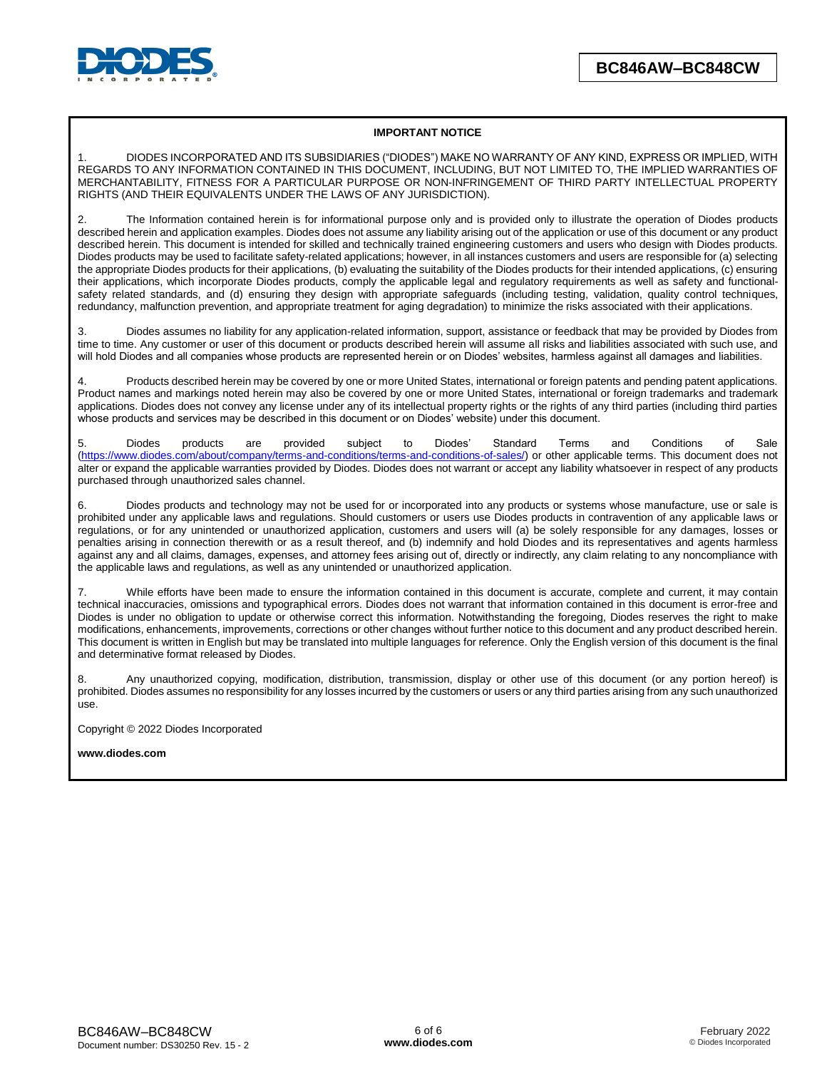## IMPORTANT NOTICE

1. DIODES INCORPORATED AND ITS SUBSIDIARIES ("DIODES") MAKE NO WARRANTY OF ANY KIND, EXPRESS OR IMPLIED, WITH REGARDS TO ANY INFORMATION CONTAINED IN THIS DOCUMENT, INCLUDING, BUT NOT LIMITED TO, THE IMPLIED WARRANTIES OF MERCHANTABILITY, FITNESS FOR A PARTICULAR PURPOSE OR NON-INFRINGEMENT OF THIRD PARTY INTELLECTUAL PROPERTY RIGHTS (AND THEIR EQUIVALENTS UNDER THE LAWS OF ANY JURISDICTION).

2. The Information contained herein is for informational purpose only and is provided only to illustrate the operation of Diodes products described herein and application examples. Diodes does not assume any liability arising out of the application or use of this document or any product described herein. This document is intended for skilled and technically trained engineering customers and users who design with Diodes products. Diodes products may be used to facilitate safety-related applications; however, in all instances customers and users are responsible for (a) selecting the appropriate Diodes products for their applications, (b) evaluating the suitability of the Diodes products for their intended applications, (c) ensuring their applications, which incorporate Diodes products, comply the applicable legal and regulatory requirements as well as safety and functional-safety related standards, and (d) ensuring they design with appropriate safeguards (including testing, validation, quality control techniques, redundancy, malfunction prevention, and appropriate treatment for aging degradation) to minimize the risks associated with their applications.

3. Diodes assumes no liability for any application-related information, support, assistance or feedback that may be provided by Diodes from time to time. Any customer or user of this document or products described herein will assume all risks and liabilities associated with such use, and will hold Diodes and all companies whose products are represented herein or on Diodes' websites, harmless against all damages and liabilities.

4. Products described herein may be covered by one or more United States, international or foreign patents and pending patent applications. Product names and markings noted herein may also be covered by one or more United States, international or foreign trademarks and trademark applications. Diodes does not convey any license under any of its intellectual property rights or the rights of any third parties (including third parties whose products and services may be described in this document or on Diodes' website) under this document.

5. Diodes products are provided subject to Diodes' Standard Terms and Conditions of Sale (https://www.diodes.com/about/company/terms-and-conditions/terms-and-conditions-of-sales/) or other applicable terms. This document does not alter or expand the applicable warranties provided by Diodes. Diodes does not warrant or accept any liability whatsoever in respect of any products purchased through unauthorized sales channel.

6. Diodes products and technology may not be used for or incorporated into any products or systems whose manufacture, use or sale is prohibited under any applicable laws and regulations. Should customers or users use Diodes products in contravention of any applicable laws or regulations, or for any unintended or unauthorized application, customers and users will (a) be solely responsible for any damages, losses or penalties arising in connection therewith or as a result thereof, and (b) indemnify and hold Diodes and its representatives and agents harmless against any and all claims, damages, expenses, and attorney fees arising out of, directly or indirectly, any claim relating to any noncompliance with the applicable laws and regulations, as well as any unintended or unauthorized application.

7. While efforts have been made to ensure the information contained in this document is accurate, complete and current, it may contain technical inaccuracies, omissions and typographical errors. Diodes does not warrant that information contained in this document is error-free and Diodes is under no obligation to update or otherwise correct this information. Notwithstanding the foregoing, Diodes reserves the right to make modifications, enhancements, improvements, corrections or other changes without further notice to this document and any product described herein. This document is written in English but may be translated into multiple languages for reference. Only the English version of this document is the final and determinative format released by Diodes.

8. Any unauthorized copying, modification, distribution, transmission, display or other use of this document (or any portion hereof) is prohibited. Diodes assumes no responsibility for any losses incurred by the customers or users or any third parties arising from any such unauthorized use.

Copyright © 2022 Diodes Incorporated

**www.diodes.com**